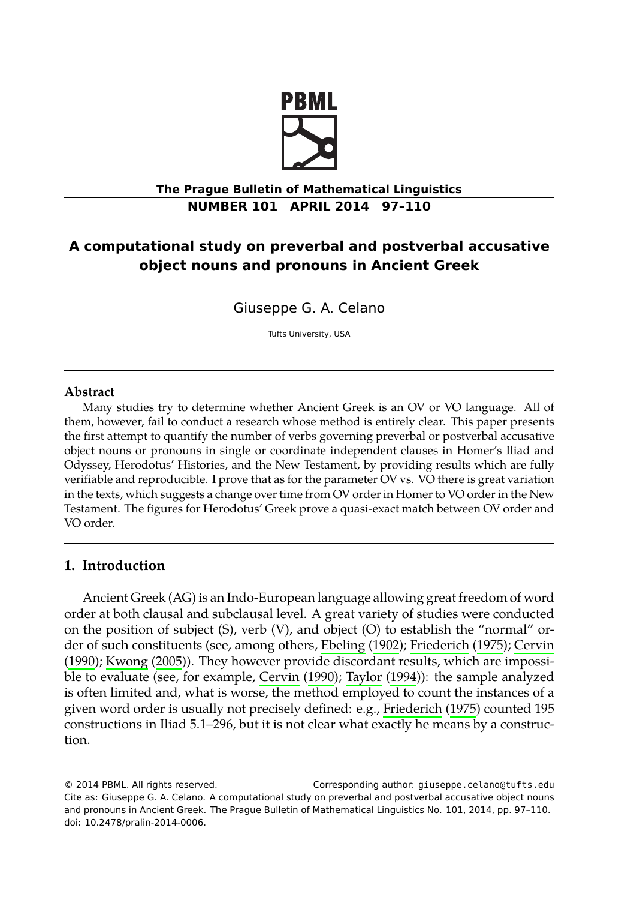**The Prague Bulletin of Mathematical Linguistics**
**NUMBER 101 APRIL 2014 97–110**

# A computational study on preverbal and postverbal accusative object nouns and pronouns in Ancient Greek

Giuseppe G. A. Celano

Tufts University, USA

---

### Abstract

Many studies try to determine whether Ancient Greek is an OV or VO language. All of them, however, fail to conduct a research whose method is entirely clear. This paper presents the first attempt to quantify the number of verbs governing preverbal or postverbal accusative object nouns or pronouns in single or coordinate independent clauses in Homer's Iliad and Odyssey, Herodotus' Histories, and the New Testament, by providing results which are fully verifiable and reproducible. I prove that as for the parameter OV vs. VO there is great variation in the texts, which suggests a change over time from OV order in Homer to VO order in the New Testament. The figures for Herodotus' Greek prove a quasi-exact match between OV order and VO order.

---

## 1. Introduction

Ancient Greek (AG) is an Indo-European language allowing great freedom of word order at both clausal and subclausal level. A great variety of studies were conducted on the position of subject (S), verb (V), and object (O) to establish the "normal" order of such constituents (see, among others, Ebeling (1902); Friederich (1975); Cervin (1990); Kwong (2005)). They however provide discordant results, which are impossible to evaluate (see, for example, Cervin (1990); Taylor (1994)): the sample analyzed is often limited and, what is worse, the method employed to count the instances of a given word order is usually not precisely defined: e.g., Friederich (1975) counted 195 constructions in Iliad 5.1–296, but it is not clear what exactly he means by a construction.

---

© 2014 PBML. All rights reserved. Corresponding author: giuseppe.celano@tufts.edu
Cite as: Giuseppe G. A. Celano. A computational study on preverbal and postverbal accusative object nouns and pronouns in Ancient Greek. The Prague Bulletin of Mathematical Linguistics No. 101, 2014, pp. 97–110. doi: 10.2478/pralin-2014-0006.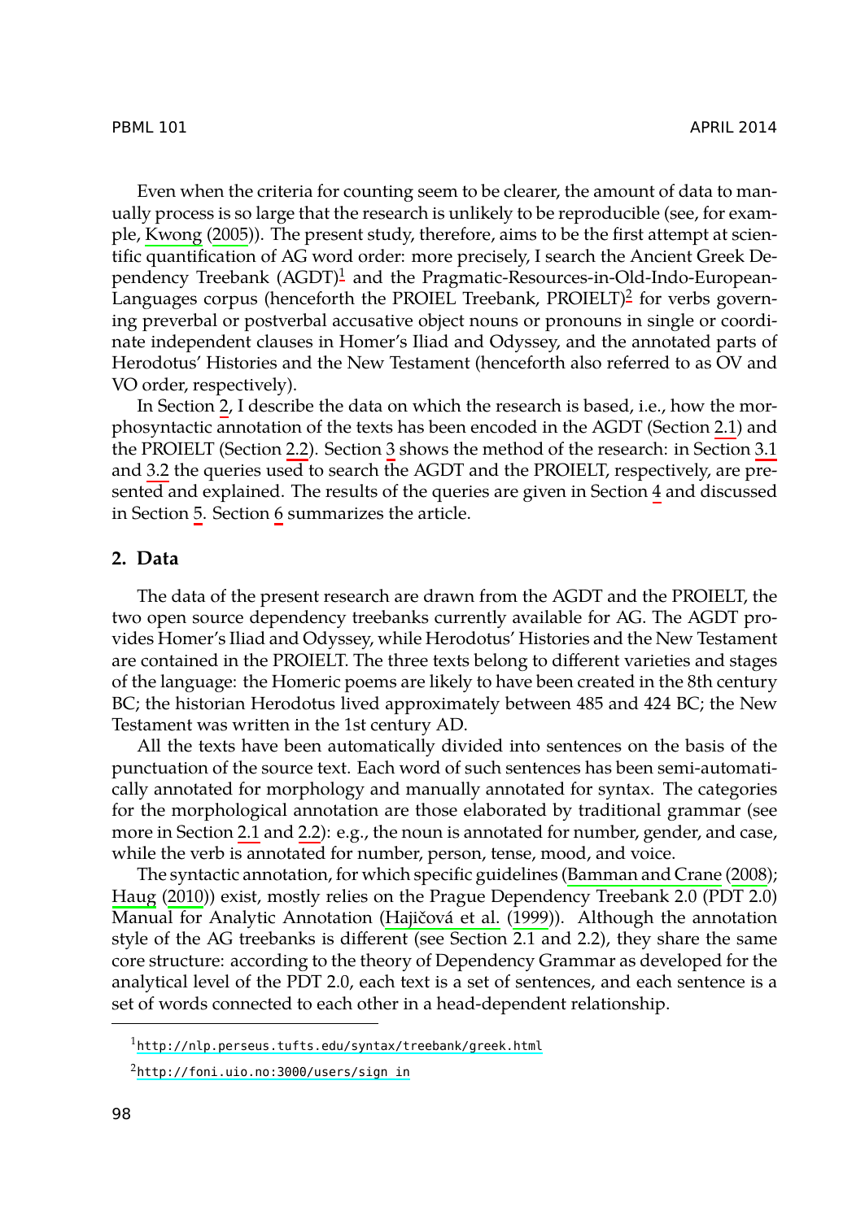Even when the criteria for counting seem to be clearer, the amount of data to manually process is so large that the research is unlikely to be reproducible (see, for example, Kwong (2005)). The present study, therefore, aims to be the first attempt at scientific quantification of AG word order: more precisely, I search the Ancient Greek Dependency Treebank (AGDT)[1] and the Pragmatic-Resources-in-Old-Indo-European-Languages corpus (henceforth the PROIEL Treebank, PROIELT)[2] for verbs governing preverbal or postverbal accusative object nouns or pronouns in single or coordinate independent clauses in Homer's Iliad and Odyssey, and the annotated parts of Herodotus' Histories and the New Testament (henceforth also referred to as OV and VO order, respectively).

In Section 2, I describe the data on which the research is based, i.e., how the morphosyntactic annotation of the texts has been encoded in the AGDT (Section 2.1) and the PROIELT (Section 2.2). Section 3 shows the method of the research: in Section 3.1 and 3.2 the queries used to search the AGDT and the PROIELT, respectively, are presented and explained. The results of the queries are given in Section 4 and discussed in Section 5. Section 6 summarizes the article.

## 2. Data

The data of the present research are drawn from the AGDT and the PROIELT, the two open source dependency treebanks currently available for AG. The AGDT provides Homer's Iliad and Odyssey, while Herodotus' Histories and the New Testament are contained in the PROIELT. The three texts belong to different varieties and stages of the language: the Homeric poems are likely to have been created in the 8th century BC; the historian Herodotus lived approximately between 485 and 424 BC; the New Testament was written in the 1st century AD.

All the texts have been automatically divided into sentences on the basis of the punctuation of the source text. Each word of such sentences has been semi-automatically annotated for morphology and manually annotated for syntax. The categories for the morphological annotation are those elaborated by traditional grammar (see more in Section 2.1 and 2.2): e.g., the noun is annotated for number, gender, and case, while the verb is annotated for number, person, tense, mood, and voice.

The syntactic annotation, for which specific guidelines (Bamman and Crane (2008); Haug (2010)) exist, mostly relies on the Prague Dependency Treebank 2.0 (PDT 2.0) Manual for Analytic Annotation (Hajičová et al. (1999)). Although the annotation style of the AG treebanks is different (see Section 2.1 and 2.2), they share the same core structure: according to the theory of Dependency Grammar as developed for the analytical level of the PDT 2.0, each text is a set of sentences, and each sentence is a set of words connected to each other in a head-dependent relationship.

[1] http://nlp.perseus.tufts.edu/syntax/treebank/greek.html

[2] http://foni.uio.no:3000/users/sign_in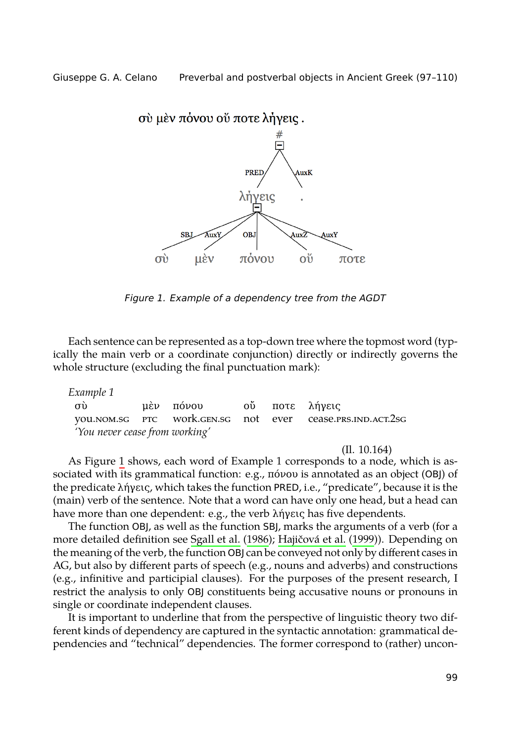σὺ μὲν πόνου οὔ ποτε λήγεις .

#

PRED — λήγεις; AuxK — .

λήγεις: SBJ — σὺ; AuxY — μὲν; OBJ — πόνου; AuxZ — οὔ; AuxY — ποτε

*Figure 1. Example of a dependency tree from the AGDT*

Each sentence can be represented as a top-down tree where the topmost word (typically the main verb or a coordinate conjunction) directly or indirectly governs the whole structure (excluding the final punctuation mark):

*Example 1*

| σὺ | μὲν | πόνου | οὔ | ποτε | λήγεις |
|---|---|---|---|---|---|
| you.NOM.SG | PTC | work.GEN.SG | not | ever | cease.PRS.IND.ACT.2SG |

*'You never cease from working'*

(Il. 10.164)

As Figure 1 shows, each word of Example 1 corresponds to a node, which is associated with its grammatical function: e.g., πόνου is annotated as an object (OBJ) of the predicate λήγεις, which takes the function PRED, i.e., "predicate", because it is the (main) verb of the sentence. Note that a word can have only one head, but a head can have more than one dependent: e.g., the verb λήγεις has five dependents.

The function OBJ, as well as the function SBJ, marks the arguments of a verb (for a more detailed definition see Sgall et al. (1986); Hajičová et al. (1999)). Depending on the meaning of the verb, the function OBJ can be conveyed not only by different cases in AG, but also by different parts of speech (e.g., nouns and adverbs) and constructions (e.g., infinitive and participial clauses). For the purposes of the present research, I restrict the analysis to only OBJ constituents being accusative nouns or pronouns in single or coordinate independent clauses.

It is important to underline that from the perspective of linguistic theory two different kinds of dependency are captured in the syntactic annotation: grammatical dependencies and "technical" dependencies. The former correspond to (rather) uncon-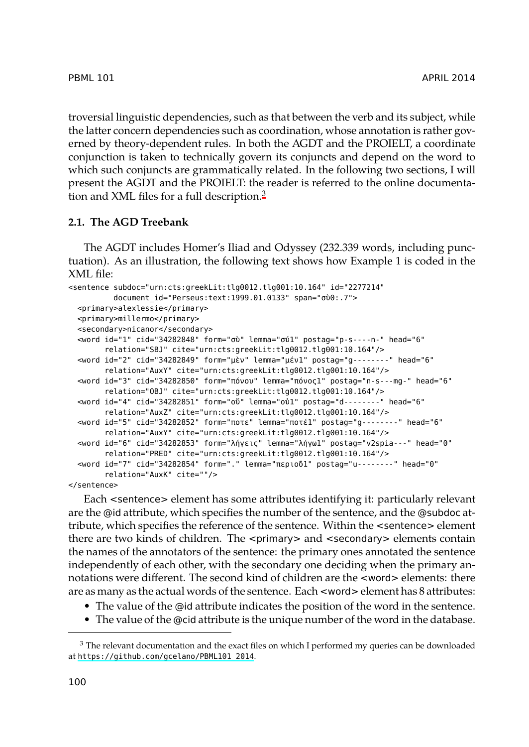troversial linguistic dependencies, such as that between the verb and its subject, while the latter concern dependencies such as coordination, whose annotation is rather governed by theory-dependent rules. In both the AGDT and the PROIELT, a coordinate conjunction is taken to technically govern its conjuncts and depend on the word to which such conjuncts are grammatically related. In the following two sections, I will present the AGDT and the PROIELT: the reader is referred to the online documentation and XML files for a full description.[3]

### 2.1. The AGD Treebank

The AGDT includes Homer's Iliad and Odyssey (232.339 words, including punctuation). As an illustration, the following text shows how Example 1 is coded in the XML file:

```
<sentence subdoc="urn:cts:greekLit:tlg0012.tlg001:10.164" id="2277214"
         document_id="Perseus:text:1999.01.0133" span="σὺ0:.7">
  <primary>alexlessie</primary>
  <primary>millermo</primary>
  <secondary>nicanor</secondary>
  <word id="1" cid="34282848" form="σὺ" lemma="σύ1" postag="p-s----n-" head="6"
        relation="SBJ" cite="urn:cts:greekLit:tlg0012.tlg001:10.164"/>
  <word id="2" cid="34282849" form="μὲν" lemma="μέν1" postag="g--------" head="6"
        relation="AuxY" cite="urn:cts:greekLit:tlg0012.tlg001:10.164"/>
  <word id="3" cid="34282850" form="πόνου" lemma="πόνος1" postag="n-s---mg-" head="6"
        relation="OBJ" cite="urn:cts:greekLit:tlg0012.tlg001:10.164"/>
  <word id="4" cid="34282851" form="οὔ" lemma="οὐ1" postag="d--------" head="6"
        relation="AuxZ" cite="urn:cts:greekLit:tlg0012.tlg001:10.164"/>
  <word id="5" cid="34282852" form="ποτε" lemma="ποτέ1" postag="g--------" head="6"
        relation="AuxY" cite="urn:cts:greekLit:tlg0012.tlg001:10.164"/>
  <word id="6" cid="34282853" form="λήγεις" lemma="λήγω1" postag="v2spia---" head="0"
        relation="PRED" cite="urn:cts:greekLit:tlg0012.tlg001:10.164"/>
  <word id="7" cid="34282854" form="." lemma="περιοδ1" postag="u--------" head="0"
        relation="AuxK" cite=""/>
</sentence>
```

Each <sentence> element has some attributes identifying it: particularly relevant are the @id attribute, which specifies the number of the sentence, and the @subdoc attribute, which specifies the reference of the sentence. Within the <sentence> element there are two kinds of children. The <primary> and <secondary> elements contain the names of the annotators of the sentence: the primary ones annotated the sentence independently of each other, with the secondary one deciding when the primary annotations were different. The second kind of children are the <word> elements: there are as many as the actual words of the sentence. Each <word> element has 8 attributes:

- The value of the @id attribute indicates the position of the word in the sentence.
- The value of the @cid attribute is the unique number of the word in the database.

[3] The relevant documentation and the exact files on which I performed my queries can be downloaded at https://github.com/gcelano/PBML101_2014.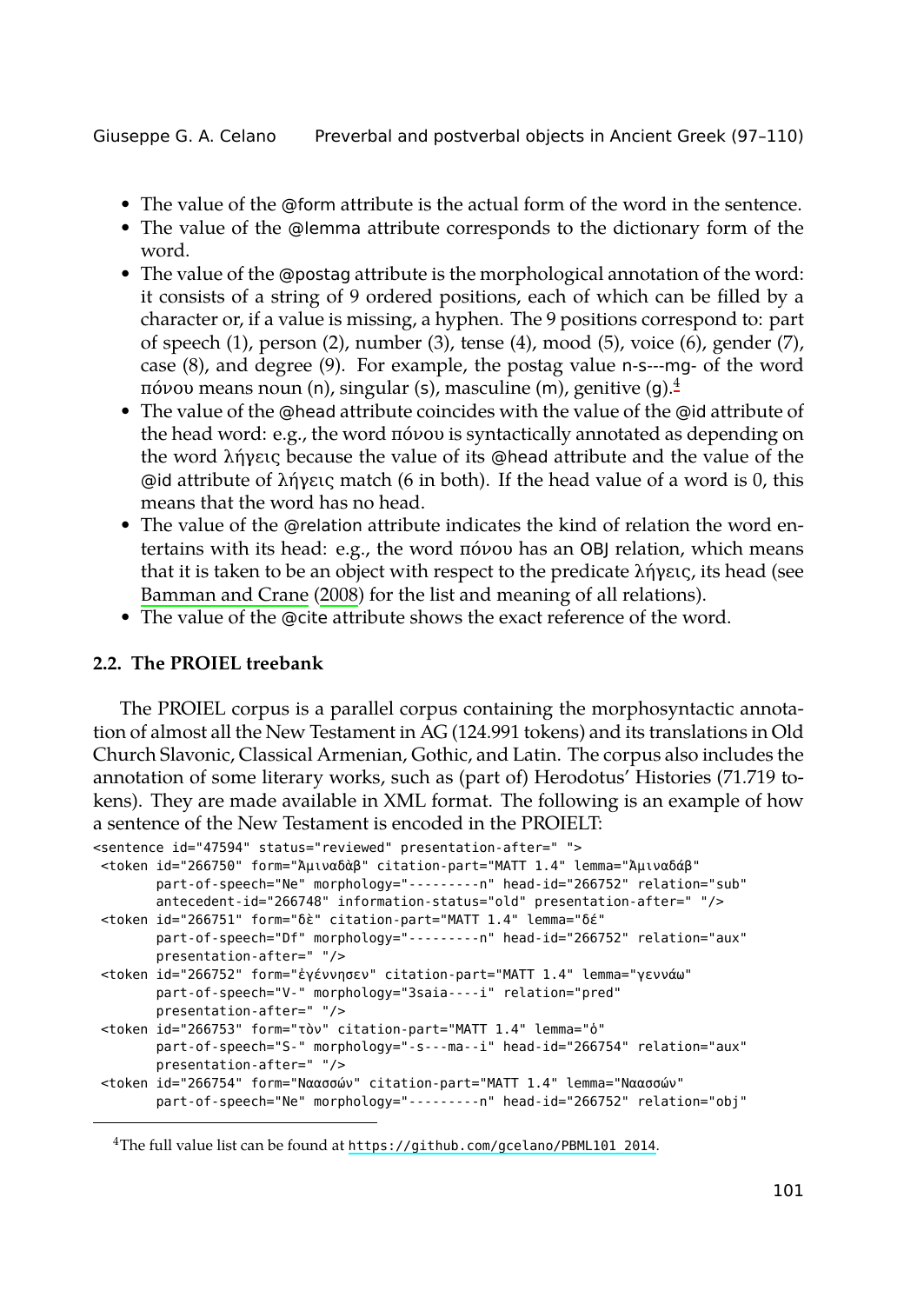- The value of the @form attribute is the actual form of the word in the sentence.
- The value of the @lemma attribute corresponds to the dictionary form of the word.
- The value of the @postag attribute is the morphological annotation of the word: it consists of a string of 9 ordered positions, each of which can be filled by a character or, if a value is missing, a hyphen. The 9 positions correspond to: part of speech (1), person (2), number (3), tense (4), mood (5), voice (6), gender (7), case (8), and degree (9). For example, the postag value n-s---mg- of the word πόνου means noun (n), singular (s), masculine (m), genitive (g).[4]
- The value of the @head attribute coincides with the value of the @id attribute of the head word: e.g., the word πόνου is syntactically annotated as depending on the word λήγεις because the value of its @head attribute and the value of the @id attribute of λήγεις match (6 in both). If the head value of a word is 0, this means that the word has no head.
- The value of the @relation attribute indicates the kind of relation the word entertains with its head: e.g., the word πόνου has an OBJ relation, which means that it is taken to be an object with respect to the predicate λήγεις, its head (see Bamman and Crane (2008) for the list and meaning of all relations).
- The value of the @cite attribute shows the exact reference of the word.

### 2.2. The PROIEL treebank

The PROIEL corpus is a parallel corpus containing the morphosyntactic annotation of almost all the New Testament in AG (124.991 tokens) and its translations in Old Church Slavonic, Classical Armenian, Gothic, and Latin. The corpus also includes the annotation of some literary works, such as (part of) Herodotus' Histories (71.719 tokens). They are made available in XML format. The following is an example of how a sentence of the New Testament is encoded in the PROIELT:

```
<sentence id="47594" status="reviewed" presentation-after=" ">
 <token id="266750" form="Ἀμιναδὰβ" citation-part="MATT 1.4" lemma="Ἀμιναδάβ"
       part-of-speech="Ne" morphology="---------n" head-id="266752" relation="sub"
       antecedent-id="266748" information-status="old" presentation-after=" "/>
 <token id="266751" form="δὲ" citation-part="MATT 1.4" lemma="δέ"
       part-of-speech="Df" morphology="---------n" head-id="266752" relation="aux"
       presentation-after=" "/>
 <token id="266752" form="ἐγέννησεν" citation-part="MATT 1.4" lemma="γεννάω"
       part-of-speech="V-" morphology="3saia----i" relation="pred"
       presentation-after=" "/>
 <token id="266753" form="τὸν" citation-part="MATT 1.4" lemma="ὁ"
       part-of-speech="S-" morphology="-s---ma--i" head-id="266754" relation="aux"
       presentation-after=" "/>
 <token id="266754" form="Ναασσών" citation-part="MATT 1.4" lemma="Ναασσών"
       part-of-speech="Ne" morphology="---------n" head-id="266752" relation="obj"
```

[4]The full value list can be found at https://github.com/gcelano/PBML101_2014.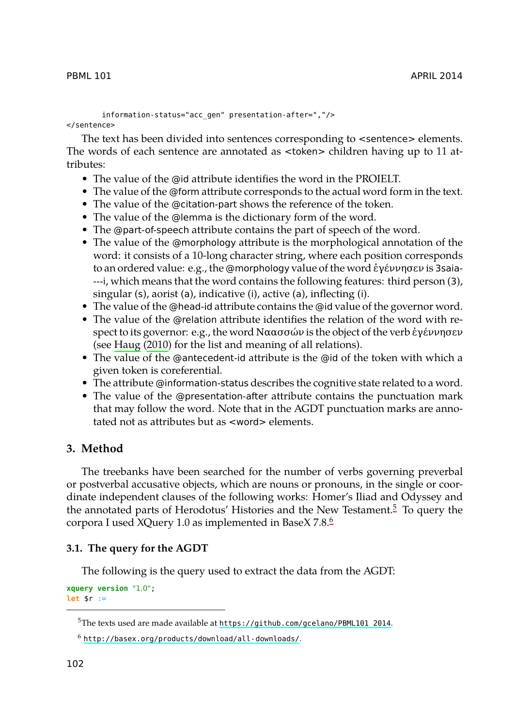```
        information-status="acc_gen" presentation-after=","/>
</sentence>
```

The text has been divided into sentences corresponding to <sentence> elements. The words of each sentence are annotated as <token> children having up to 11 attributes:

- The value of the @id attribute identifies the word in the PROIELT.
- The value of the @form attribute corresponds to the actual word form in the text.
- The value of the @citation-part shows the reference of the token.
- The value of the @lemma is the dictionary form of the word.
- The @part-of-speech attribute contains the part of speech of the word.
- The value of the @morphology attribute is the morphological annotation of the word: it consists of a 10-long character string, where each position corresponds to an ordered value: e.g., the @morphology value of the word ἐγέννησεν is 3saia----i, which means that the word contains the following features: third person (3), singular (s), aorist (a), indicative (i), active (a), inflecting (i).
- The value of the @head-id attribute contains the @id value of the governor word.
- The value of the @relation attribute identifies the relation of the word with respect to its governor: e.g., the word Ναασσών is the object of the verb ἐγέννησεν (see Haug (2010) for the list and meaning of all relations).
- The value of the @antecedent-id attribute is the @id of the token with which a given token is coreferential.
- The attribute @information-status describes the cognitive state related to a word.
- The value of the @presentation-after attribute contains the punctuation mark that may follow the word. Note that in the AGDT punctuation marks are annotated not as attributes but as <word> elements.

## 3. Method

The treebanks have been searched for the number of verbs governing preverbal or postverbal accusative objects, which are nouns or pronouns, in the single or coordinate independent clauses of the following works: Homer's Iliad and Odyssey and the annotated parts of Herodotus' Histories and the New Testament.[5] To query the corpora I used XQuery 1.0 as implemented in BaseX 7.8.[6]

### 3.1. The query for the AGDT

The following is the query used to extract the data from the AGDT:

```
xquery version "1.0";
let $r :=
```

[5]The texts used are made available at https://github.com/gcelano/PBML101_2014.

[6] http://basex.org/products/download/all-downloads/.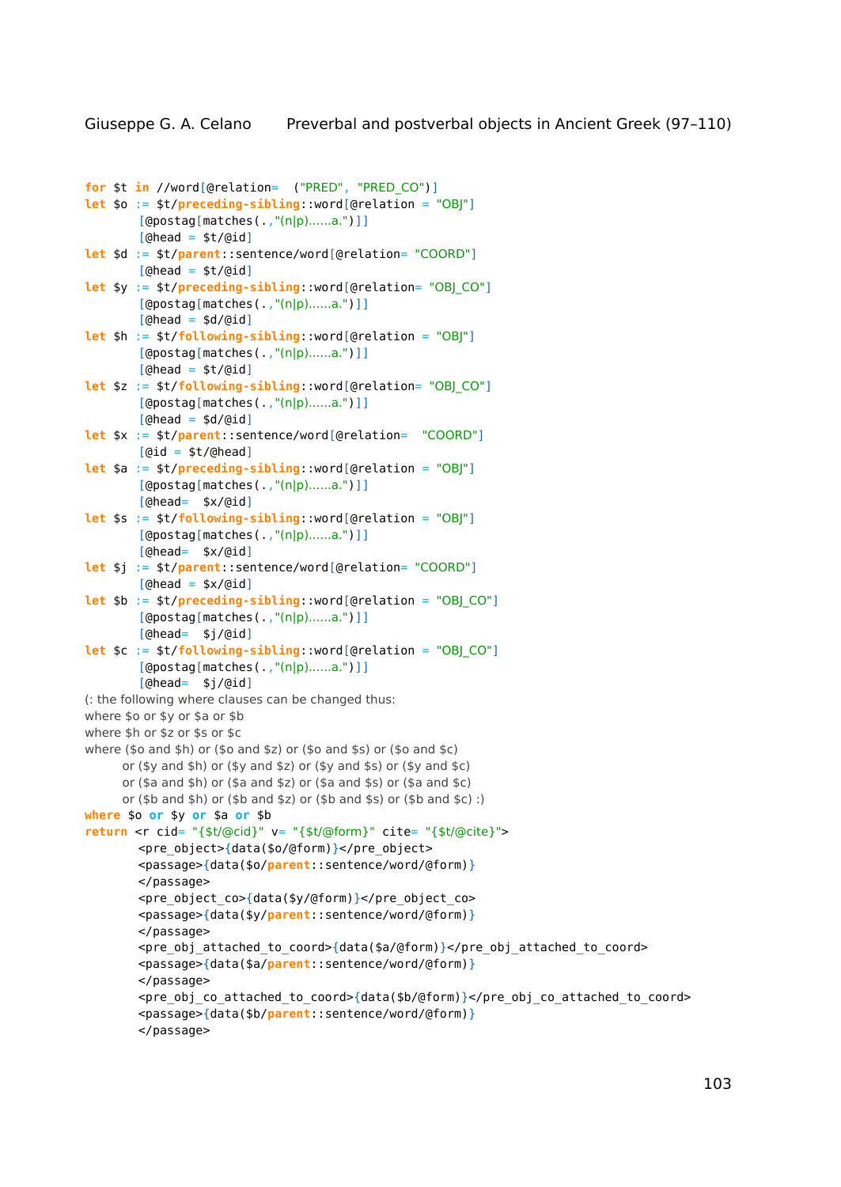```
for $t in //word[@relation=  ("PRED", "PRED_CO")]
let $o := $t/preceding-sibling::word[@relation = "OBJ"]
        [@postag[matches(.,"(n|p)......a.")]]
        [@head = $t/@id]
let $d := $t/parent::sentence/word[@relation= "COORD"]
        [@head = $t/@id]
let $y := $t/preceding-sibling::word[@relation= "OBJ_CO"]
        [@postag[matches(.,"(n|p)......a.")]]
        [@head = $d/@id]
let $h := $t/following-sibling::word[@relation = "OBJ"]
        [@postag[matches(.,"(n|p)......a.")]]
        [@head = $t/@id]
let $z := $t/following-sibling::word[@relation= "OBJ_CO"]
        [@postag[matches(.,"(n|p)......a.")]]
        [@head = $d/@id]
let $x := $t/parent::sentence/word[@relation=  "COORD"]
        [@id = $t/@head]
let $a := $t/preceding-sibling::word[@relation = "OBJ"]
        [@postag[matches(.,"(n|p)......a.")]]
        [@head=  $x/@id]
let $s := $t/following-sibling::word[@relation = "OBJ"]
        [@postag[matches(.,"(n|p)......a.")]]
        [@head=  $x/@id]
let $j := $t/parent::sentence/word[@relation= "COORD"]
        [@head = $x/@id]
let $b := $t/preceding-sibling::word[@relation = "OBJ_CO"]
        [@postag[matches(.,"(n|p)......a.")]]
        [@head=  $j/@id]
let $c := $t/following-sibling::word[@relation = "OBJ_CO"]
        [@postag[matches(.,"(n|p)......a.")]]
        [@head=  $j/@id]
(: the following where clauses can be changed thus:
where $o or $y or $a or $b
where $h or $z or $s or $c
where ($o and $h) or ($o and $z) or ($o and $s) or ($o and $c)
      or ($y and $h) or ($y and $z) or ($y and $s) or ($y and $c)
      or ($a and $h) or ($a and $z) or ($a and $s) or ($a and $c)
      or ($b and $h) or ($b and $z) or ($b and $s) or ($b and $c) :)
where $o or $y or $a or $b
return <r cid= "{$t/@cid}" v= "{$t/@form}" cite= "{$t/@cite}">
        <pre_object>{data($o/@form)}</pre_object>
        <passage>{data($o/parent::sentence/word/@form)}
        </passage>
        <pre_object_co>{data($y/@form)}</pre_object_co>
        <passage>{data($y/parent::sentence/word/@form)}
        </passage>
        <pre_obj_attached_to_coord>{data($a/@form)}</pre_obj_attached_to_coord>
        <passage>{data($a/parent::sentence/word/@form)}
        </passage>
        <pre_obj_co_attached_to_coord>{data($b/@form)}</pre_obj_co_attached_to_coord>
        <passage>{data($b/parent::sentence/word/@form)}
        </passage>
```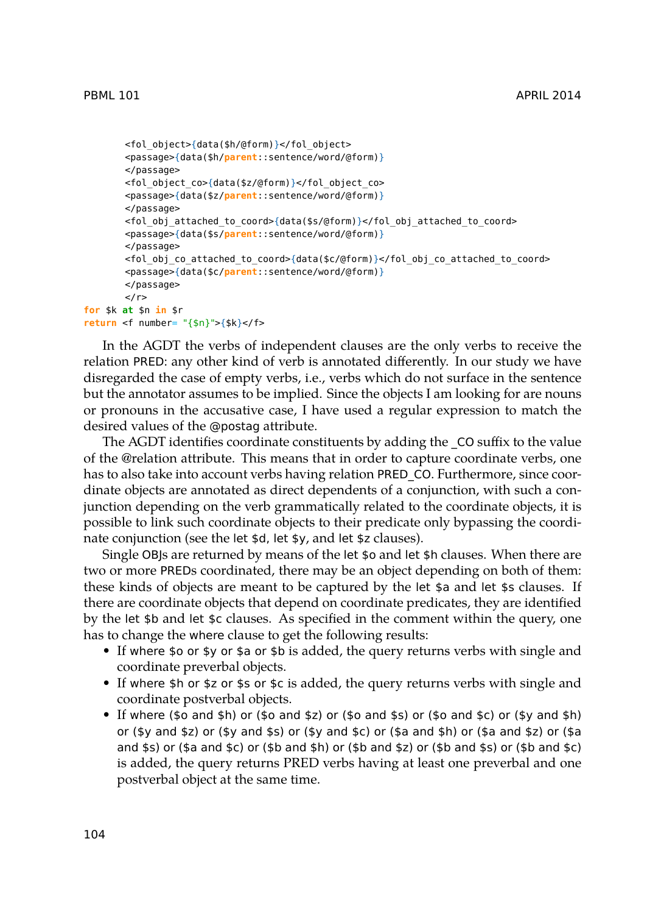```
        <fol_object>{data($h/@form)}</fol_object>
        <passage>{data($h/parent::sentence/word/@form)}
        </passage>
        <fol_object_co>{data($z/@form)}</fol_object_co>
        <passage>{data($z/parent::sentence/word/@form)}
        </passage>
        <fol_obj_attached_to_coord>{data($s/@form)}</fol_obj_attached_to_coord>
        <passage>{data($s/parent::sentence/word/@form)}
        </passage>
        <fol_obj_co_attached_to_coord>{data($c/@form)}</fol_obj_co_attached_to_coord>
        <passage>{data($c/parent::sentence/word/@form)}
        </passage>
        </r>
for $k at $n in $r
return <f number= "{$n}">{$k}</f>
```

In the AGDT the verbs of independent clauses are the only verbs to receive the relation PRED: any other kind of verb is annotated differently. In our study we have disregarded the case of empty verbs, i.e., verbs which do not surface in the sentence but the annotator assumes to be implied. Since the objects I am looking for are nouns or pronouns in the accusative case, I have used a regular expression to match the desired values of the @postag attribute.

The AGDT identifies coordinate constituents by adding the _CO suffix to the value of the @relation attribute. This means that in order to capture coordinate verbs, one has to also take into account verbs having relation PRED_CO. Furthermore, since coordinate objects are annotated as direct dependents of a conjunction, with such a conjunction depending on the verb grammatically related to the coordinate objects, it is possible to link such coordinate objects to their predicate only bypassing the coordinate conjunction (see the let $d, let $y, and let $z clauses).

Single OBJs are returned by means of the let $o and let $h clauses. When there are two or more PREDs coordinated, there may be an object depending on both of them: these kinds of objects are meant to be captured by the let $a and let $s clauses. If there are coordinate objects that depend on coordinate predicates, they are identified by the let $b and let $c clauses. As specified in the comment within the query, one has to change the where clause to get the following results:

- If where $o or $y or $a or $b is added, the query returns verbs with single and coordinate preverbal objects.
- If where $h or $z or $s or $c is added, the query returns verbs with single and coordinate postverbal objects.
- If where ($o and $h) or ($o and $z) or ($o and $s) or ($o and $c) or ($y and $h) or ($y and $z) or ($y and $s) or ($y and $c) or ($a and $h) or ($a and $z) or ($a and $s) or ($a and $c) or ($b and $h) or ($b and $z) or ($b and $s) or ($b and $c) is added, the query returns PRED verbs having at least one preverbal and one postverbal object at the same time.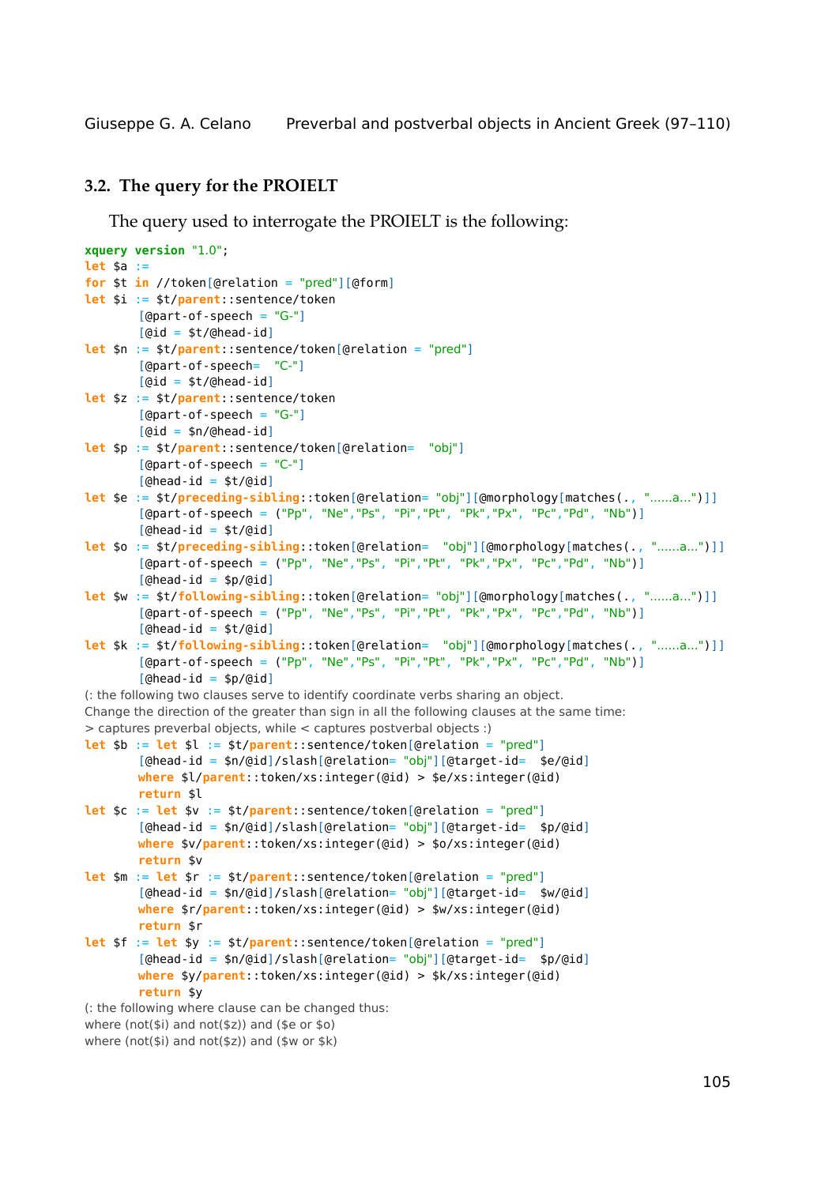### 3.2. The query for the PROIELT

The query used to interrogate the PROIELT is the following:

```
xquery version "1.0";
let $a :=
for $t in //token[@relation = "pred"][@form]
let $i := $t/parent::sentence/token
       [@part-of-speech = "G-"]
       [@id = $t/@head-id]
let $n := $t/parent::sentence/token[@relation = "pred"]
       [@part-of-speech=  "C-"]
       [@id = $t/@head-id]
let $z := $t/parent::sentence/token
       [@part-of-speech = "G-"]
       [@id = $n/@head-id]
let $p := $t/parent::sentence/token[@relation=  "obj"]
       [@part-of-speech = "C-"]
       [@head-id = $t/@id]
let $e := $t/preceding-sibling::token[@relation= "obj"][@morphology[matches(., "......a...")]]
       [@part-of-speech = ("Pp", "Ne","Ps", "Pi","Pt", "Pk","Px", "Pc","Pd", "Nb")]
       [@head-id = $t/@id]
let $o := $t/preceding-sibling::token[@relation=  "obj"][@morphology[matches(., "......a...")]]
       [@part-of-speech = ("Pp", "Ne","Ps", "Pi","Pt", "Pk","Px", "Pc","Pd", "Nb")]
       [@head-id = $p/@id]
let $w := $t/following-sibling::token[@relation= "obj"][@morphology[matches(., "......a...")]]
       [@part-of-speech = ("Pp", "Ne","Ps", "Pi","Pt", "Pk","Px", "Pc","Pd", "Nb")]
       [@head-id = $t/@id]
let $k := $t/following-sibling::token[@relation=  "obj"][@morphology[matches(., "......a...")]]
       [@part-of-speech = ("Pp", "Ne","Ps", "Pi","Pt", "Pk","Px", "Pc","Pd", "Nb")]
       [@head-id = $p/@id]
(: the following two clauses serve to identify coordinate verbs sharing an object.
Change the direction of the greater than sign in all the following clauses at the same time:
> captures preverbal objects, while < captures postverbal objects :)
let $b := let $l := $t/parent::sentence/token[@relation = "pred"]
       [@head-id = $n/@id]/slash[@relation= "obj"][@target-id=  $e/@id]
       where $l/parent::token/xs:integer(@id) > $e/xs:integer(@id)
       return $l
let $c := let $v := $t/parent::sentence/token[@relation = "pred"]
       [@head-id = $n/@id]/slash[@relation= "obj"][@target-id=  $p/@id]
       where $v/parent::token/xs:integer(@id) > $o/xs:integer(@id)
       return $v
let $m := let $r := $t/parent::sentence/token[@relation = "pred"]
       [@head-id = $n/@id]/slash[@relation= "obj"][@target-id=  $w/@id]
       where $r/parent::token/xs:integer(@id) > $w/xs:integer(@id)
       return $r
let $f := let $y := $t/parent::sentence/token[@relation = "pred"]
       [@head-id = $n/@id]/slash[@relation= "obj"][@target-id=  $p/@id]
       where $y/parent::token/xs:integer(@id) > $k/xs:integer(@id)
       return $y
(: the following where clause can be changed thus:
where (not($i) and not($z)) and ($e or $o)
where (not($i) and not($z)) and ($w or $k)
```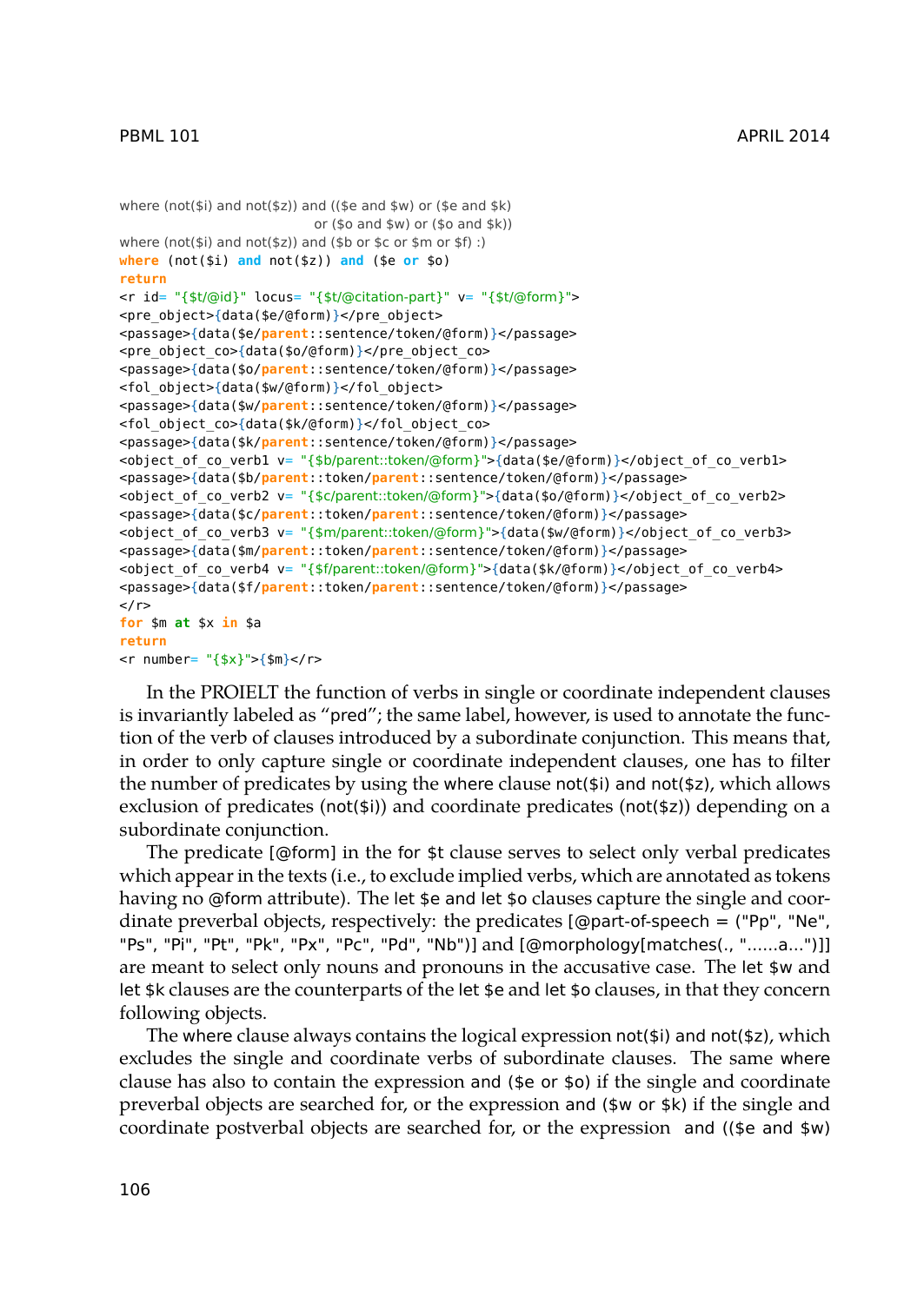```
where (not($i) and not($z)) and (($e and $w) or ($e and $k)
                                  or ($o and $w) or ($o and $k))
where (not($i) and not($z)) and ($b or $c or $m or $f) :)
where (not($i) and not($z)) and ($e or $o)
return
<r id= "{$t/@id}" locus= "{$t/@citation-part}" v= "{$t/@form}">
<pre_object>{data($e/@form)}</pre_object>
<passage>{data($e/parent::sentence/token/@form)}</passage>
<pre_object_co>{data($o/@form)}</pre_object_co>
<passage>{data($o/parent::sentence/token/@form)}</passage>
<fol_object>{data($w/@form)}</fol_object>
<passage>{data($w/parent::sentence/token/@form)}</passage>
<fol_object_co>{data($k/@form)}</fol_object_co>
<passage>{data($k/parent::sentence/token/@form)}</passage>
<object_of_co_verb1 v= "{$b/parent::token/@form}">{data($e/@form)}</object_of_co_verb1>
<passage>{data($b/parent::token/parent::sentence/token/@form)}</passage>
<object_of_co_verb2 v= "{$c/parent::token/@form}">{data($o/@form)}</object_of_co_verb2>
<passage>{data($c/parent::sentence/token/@form)}</passage>
<object_of_co_verb3 v= "{$m/parent::token/@form}">{data($w/@form)}</object_of_co_verb3>
<passage>{data($m/parent::token/parent::sentence/token/@form)}</passage>
<object_of_co_verb4 v= "{$f/parent::token/@form}">{data($k/@form)}</object_of_co_verb4>
<passage>{data($f/parent::token/parent::sentence/token/@form)}</passage>
</r>
for $m at $x in $a
return
<r number= "{$x}">{$m}</r>
```

In the PROIELT the function of verbs in single or coordinate independent clauses is invariantly labeled as "pred"; the same label, however, is used to annotate the function of the verb of clauses introduced by a subordinate conjunction. This means that, in order to only capture single or coordinate independent clauses, one has to filter the number of predicates by using the where clause not($i) and not($z), which allows exclusion of predicates (not($i)) and coordinate predicates (not($z)) depending on a subordinate conjunction.

The predicate [@form] in the for $t clause serves to select only verbal predicates which appear in the texts (i.e., to exclude implied verbs, which are annotated as tokens having no @form attribute). The let $e and let $o clauses capture the single and coordinate preverbal objects, respectively: the predicates [@part-of-speech = ("Pp", "Ne", "Ps", "Pi", "Pt", "Pk", "Px", "Pc", "Pd", "Nb")] and [@morphology[matches(., "......a...")]] are meant to select only nouns and pronouns in the accusative case. The let $w and let $k clauses are the counterparts of the let $e and let $o clauses, in that they concern following objects.

The where clause always contains the logical expression not($i) and not($z), which excludes the single and coordinate verbs of subordinate clauses. The same where clause has also to contain the expression and ($e or $o) if the single and coordinate preverbal objects are searched for, or the expression and ($w or $k) if the single and coordinate postverbal objects are searched for, or the expression and (($e and $w)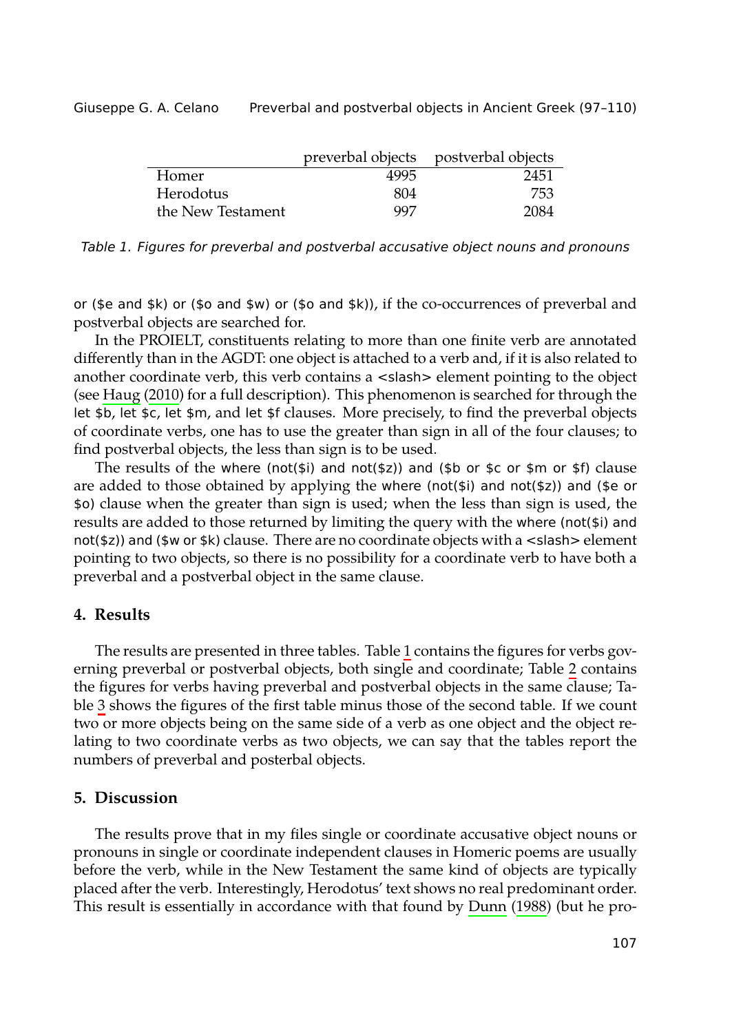| | preverbal objects | postverbal objects |
|---|---|---|
| Homer | 4995 | 2451 |
| Herodotus | 804 | 753 |
| the New Testament | 997 | 2084 |

*Table 1. Figures for preverbal and postverbal accusative object nouns and pronouns*

or ($e and $k) or ($o and $w) or ($o and $k)), if the co-occurrences of preverbal and postverbal objects are searched for.

In the PROIELT, constituents relating to more than one finite verb are annotated differently than in the AGDT: one object is attached to a verb and, if it is also related to another coordinate verb, this verb contains a <slash> element pointing to the object (see Haug (2010) for a full description). This phenomenon is searched for through the let $b, let $c, let $m, and let $f clauses. More precisely, to find the preverbal objects of coordinate verbs, one has to use the greater than sign in all of the four clauses; to find postverbal objects, the less than sign is to be used.

The results of the where (not($i) and not($z)) and ($b or $c or $m or $f) clause are added to those obtained by applying the where (not($i) and not($z)) and ($e or $o) clause when the greater than sign is used; when the less than sign is used, the results are added to those returned by limiting the query with the where (not($i) and not($z)) and ($w or $k) clause. There are no coordinate objects with a <slash> element pointing to two objects, so there is no possibility for a coordinate verb to have both a preverbal and a postverbal object in the same clause.

## 4. Results

The results are presented in three tables. Table 1 contains the figures for verbs governing preverbal or postverbal objects, both single and coordinate; Table 2 contains the figures for verbs having preverbal and postverbal objects in the same clause; Table 3 shows the figures of the first table minus those of the second table. If we count two or more objects being on the same side of a verb as one object and the object relating to two coordinate verbs as two objects, we can say that the tables report the numbers of preverbal and posterbal objects.

## 5. Discussion

The results prove that in my files single or coordinate accusative object nouns or pronouns in single or coordinate independent clauses in Homeric poems are usually before the verb, while in the New Testament the same kind of objects are typically placed after the verb. Interestingly, Herodotus' text shows no real predominant order. This result is essentially in accordance with that found by Dunn (1988) (but he pro-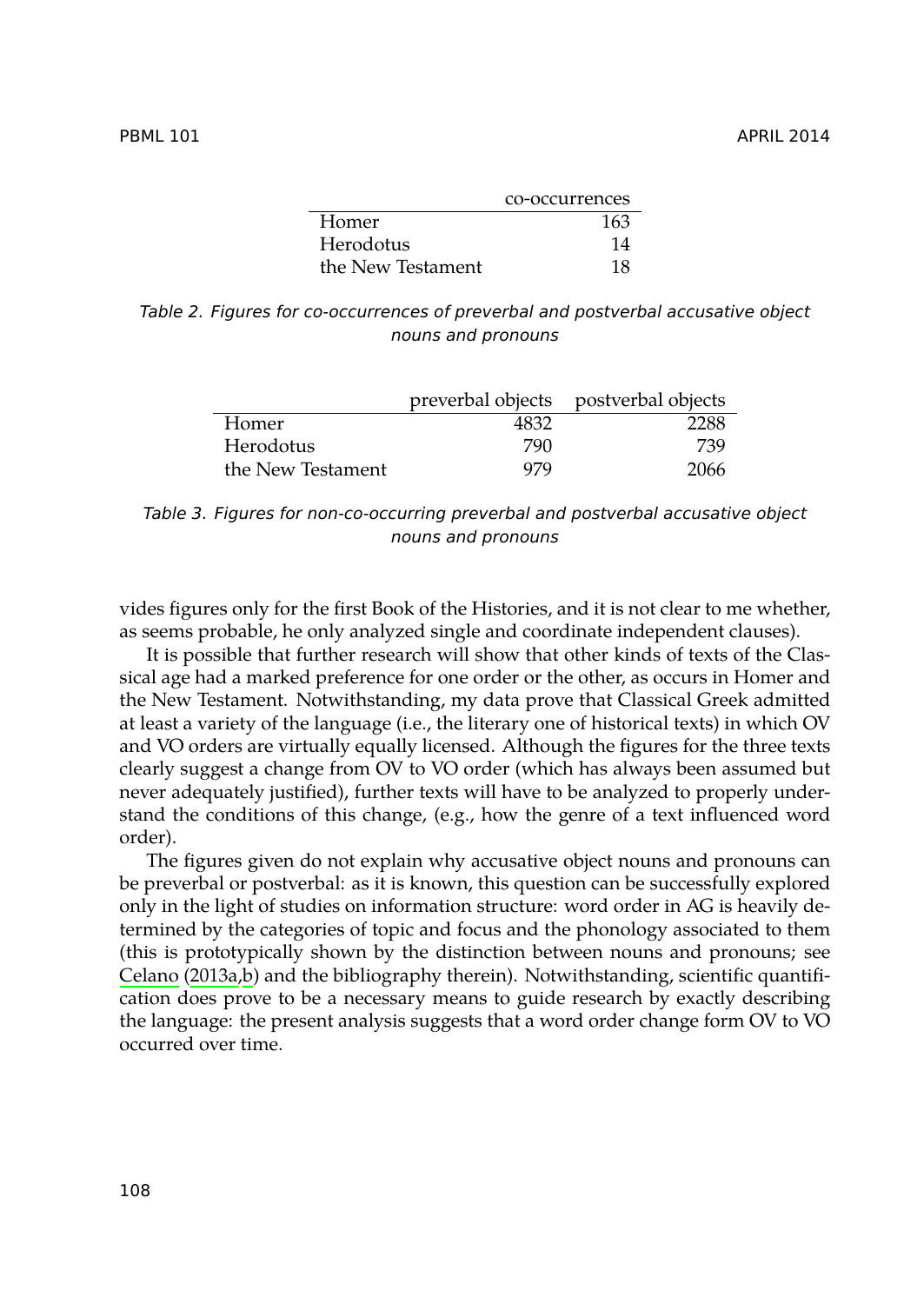| | co-occurrences |
|---|---|
| Homer | 163 |
| Herodotus | 14 |
| the New Testament | 18 |

*Table 2. Figures for co-occurrences of preverbal and postverbal accusative object nouns and pronouns*

| | preverbal objects | postverbal objects |
|---|---|---|
| Homer | 4832 | 2288 |
| Herodotus | 790 | 739 |
| the New Testament | 979 | 2066 |

*Table 3. Figures for non-co-occurring preverbal and postverbal accusative object nouns and pronouns*

vides figures only for the first Book of the Histories, and it is not clear to me whether, as seems probable, he only analyzed single and coordinate independent clauses).

It is possible that further research will show that other kinds of texts of the Classical age had a marked preference for one order or the other, as occurs in Homer and the New Testament. Notwithstanding, my data prove that Classical Greek admitted at least a variety of the language (i.e., the literary one of historical texts) in which OV and VO orders are virtually equally licensed. Although the figures for the three texts clearly suggest a change from OV to VO order (which has always been assumed but never adequately justified), further texts will have to be analyzed to properly understand the conditions of this change, (e.g., how the genre of a text influenced word order).

The figures given do not explain why accusative object nouns and pronouns can be preverbal or postverbal: as it is known, this question can be successfully explored only in the light of studies on information structure: word order in AG is heavily determined by the categories of topic and focus and the phonology associated to them (this is prototypically shown by the distinction between nouns and pronouns; see Celano (2013a,b) and the bibliography therein). Notwithstanding, scientific quantification does prove to be a necessary means to guide research by exactly describing the language: the present analysis suggests that a word order change form OV to VO occurred over time.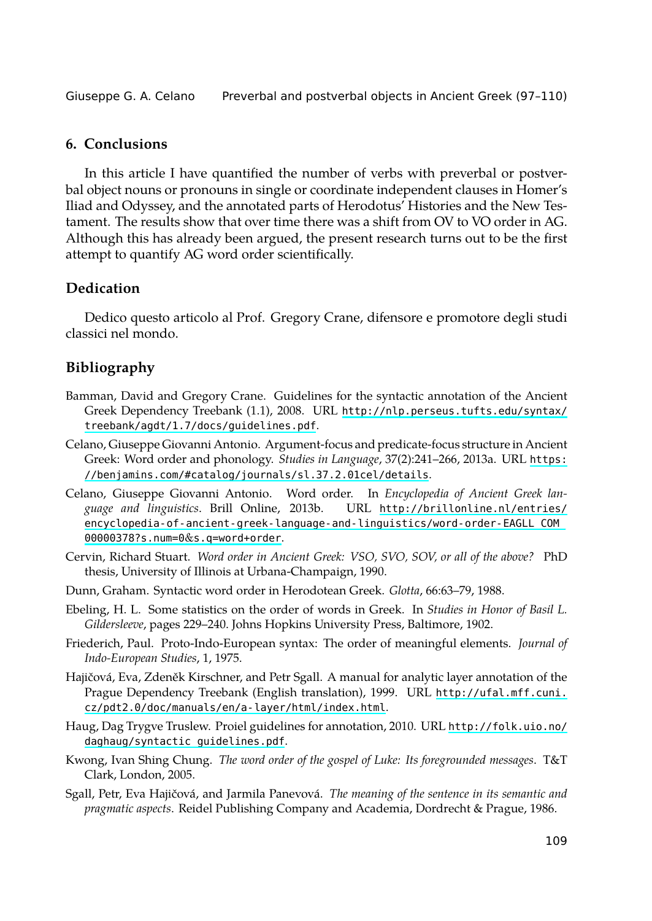## 6. Conclusions

In this article I have quantified the number of verbs with preverbal or postverbal object nouns or pronouns in single or coordinate independent clauses in Homer's Iliad and Odyssey, and the annotated parts of Herodotus' Histories and the New Testament. The results show that over time there was a shift from OV to VO order in AG. Although this has already been argued, the present research turns out to be the first attempt to quantify AG word order scientifically.

## Dedication

Dedico questo articolo al Prof. Gregory Crane, difensore e promotore degli studi classici nel mondo.

## Bibliography

Bamman, David and Gregory Crane. Guidelines for the syntactic annotation of the Ancient Greek Dependency Treebank (1.1), 2008. URL http://nlp.perseus.tufts.edu/syntax/treebank/agdt/1.7/docs/guidelines.pdf.

Celano, Giuseppe Giovanni Antonio. Argument-focus and predicate-focus structure in Ancient Greek: Word order and phonology. *Studies in Language*, 37(2):241–266, 2013a. URL https://benjamins.com/#catalog/journals/sl.37.2.01cel/details.

Celano, Giuseppe Giovanni Antonio. Word order. In *Encyclopedia of Ancient Greek language and linguistics*. Brill Online, 2013b. URL http://brillonline.nl/entries/encyclopedia-of-ancient-greek-language-and-linguistics/word-order-EAGLL_COM_00000378?s.num=0&s.q=word+order.

Cervin, Richard Stuart. *Word order in Ancient Greek: VSO, SVO, SOV, or all of the above?* PhD thesis, University of Illinois at Urbana-Champaign, 1990.

Dunn, Graham. Syntactic word order in Herodotean Greek. *Glotta*, 66:63–79, 1988.

Ebeling, H. L. Some statistics on the order of words in Greek. In *Studies in Honor of Basil L. Gildersleeve*, pages 229–240. Johns Hopkins University Press, Baltimore, 1902.

Friederich, Paul. Proto-Indo-European syntax: The order of meaningful elements. *Journal of Indo-European Studies*, 1, 1975.

Hajičová, Eva, Zdeněk Kirschner, and Petr Sgall. A manual for analytic layer annotation of the Prague Dependency Treebank (English translation), 1999. URL http://ufal.mff.cuni.cz/pdt2.0/doc/manuals/en/a-layer/html/index.html.

Haug, Dag Trygve Truslew. Proiel guidelines for annotation, 2010. URL http://folk.uio.no/daghaug/syntactic_guidelines.pdf.

Kwong, Ivan Shing Chung. *The word order of the gospel of Luke: Its foregrounded messages*. T&T Clark, London, 2005.

Sgall, Petr, Eva Hajičová, and Jarmila Panevová. *The meaning of the sentence in its semantic and pragmatic aspects*. Reidel Publishing Company and Academia, Dordrecht & Prague, 1986.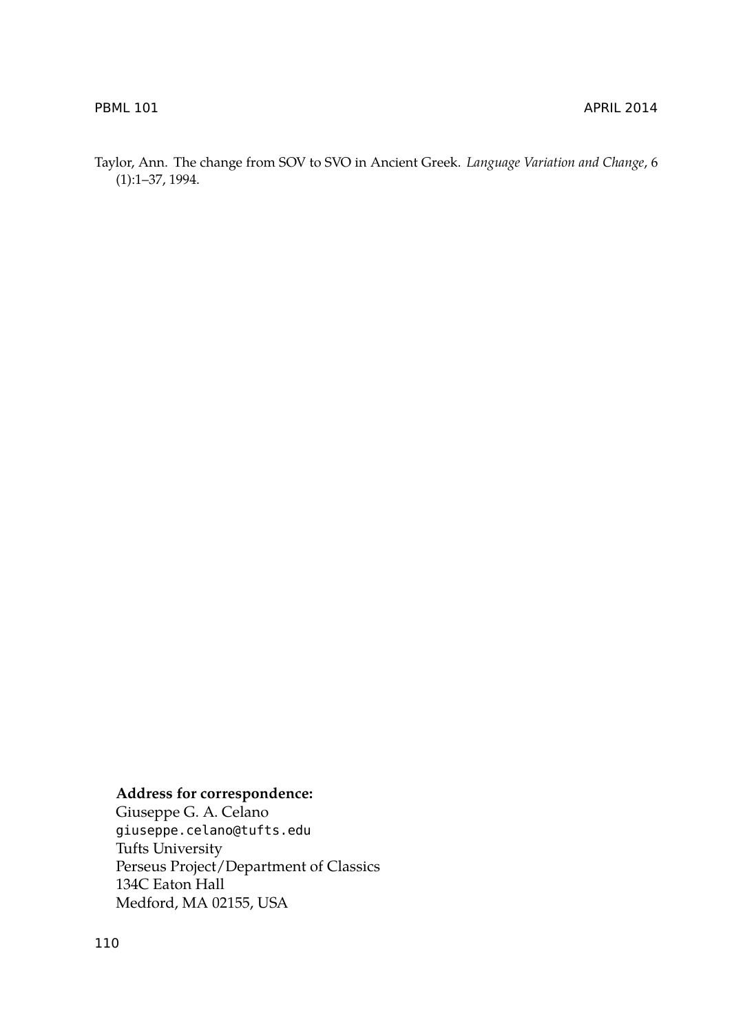Taylor, Ann. The change from SOV to SVO in Ancient Greek. *Language Variation and Change*, 6 (1):1–37, 1994.

**Address for correspondence:**
Giuseppe G. A. Celano
giuseppe.celano@tufts.edu
Tufts University
Perseus Project/Department of Classics
134C Eaton Hall
Medford, MA 02155, USA